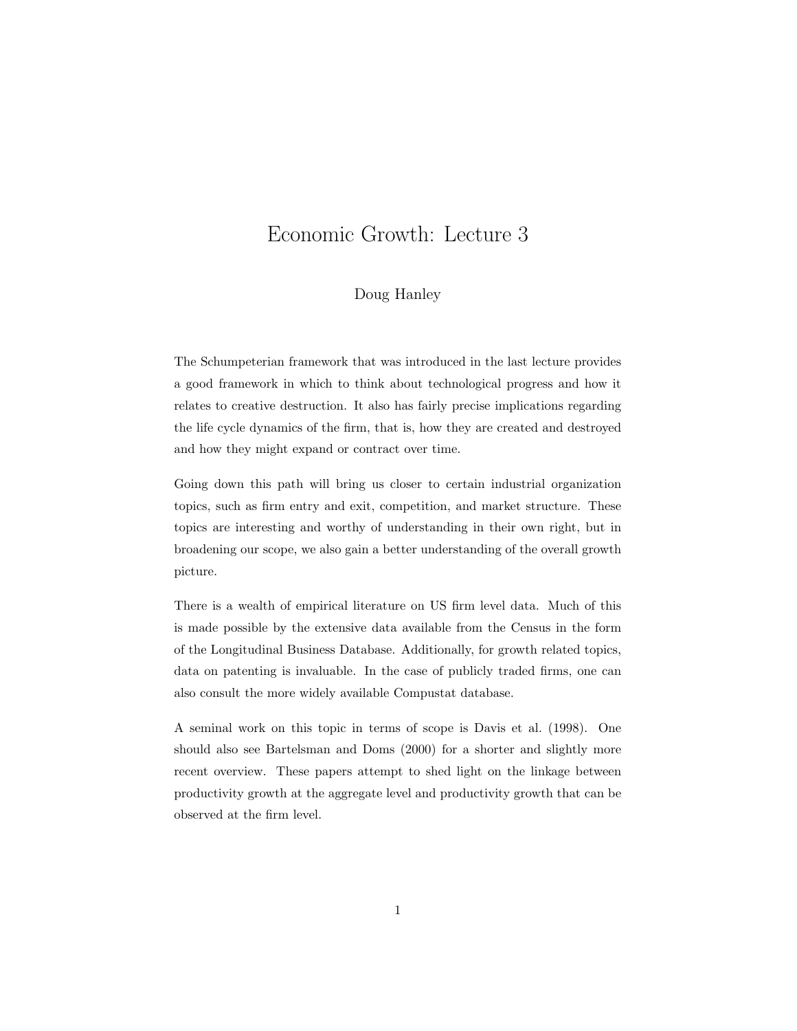# Economic Growth: Lecture 3

Doug Hanley

The Schumpeterian framework that was introduced in the last lecture provides a good framework in which to think about technological progress and how it relates to creative destruction. It also has fairly precise implications regarding the life cycle dynamics of the firm, that is, how they are created and destroyed and how they might expand or contract over time.

Going down this path will bring us closer to certain industrial organization topics, such as firm entry and exit, competition, and market structure. These topics are interesting and worthy of understanding in their own right, but in broadening our scope, we also gain a better understanding of the overall growth picture.

There is a wealth of empirical literature on US firm level data. Much of this is made possible by the extensive data available from the Census in the form of the Longitudinal Business Database. Additionally, for growth related topics, data on patenting is invaluable. In the case of publicly traded firms, one can also consult the more widely available Compustat database.

A seminal work on this topic in terms of scope is Davis et al. (1998). One should also see Bartelsman and Doms (2000) for a shorter and slightly more recent overview. These papers attempt to shed light on the linkage between productivity growth at the aggregate level and productivity growth that can be observed at the firm level.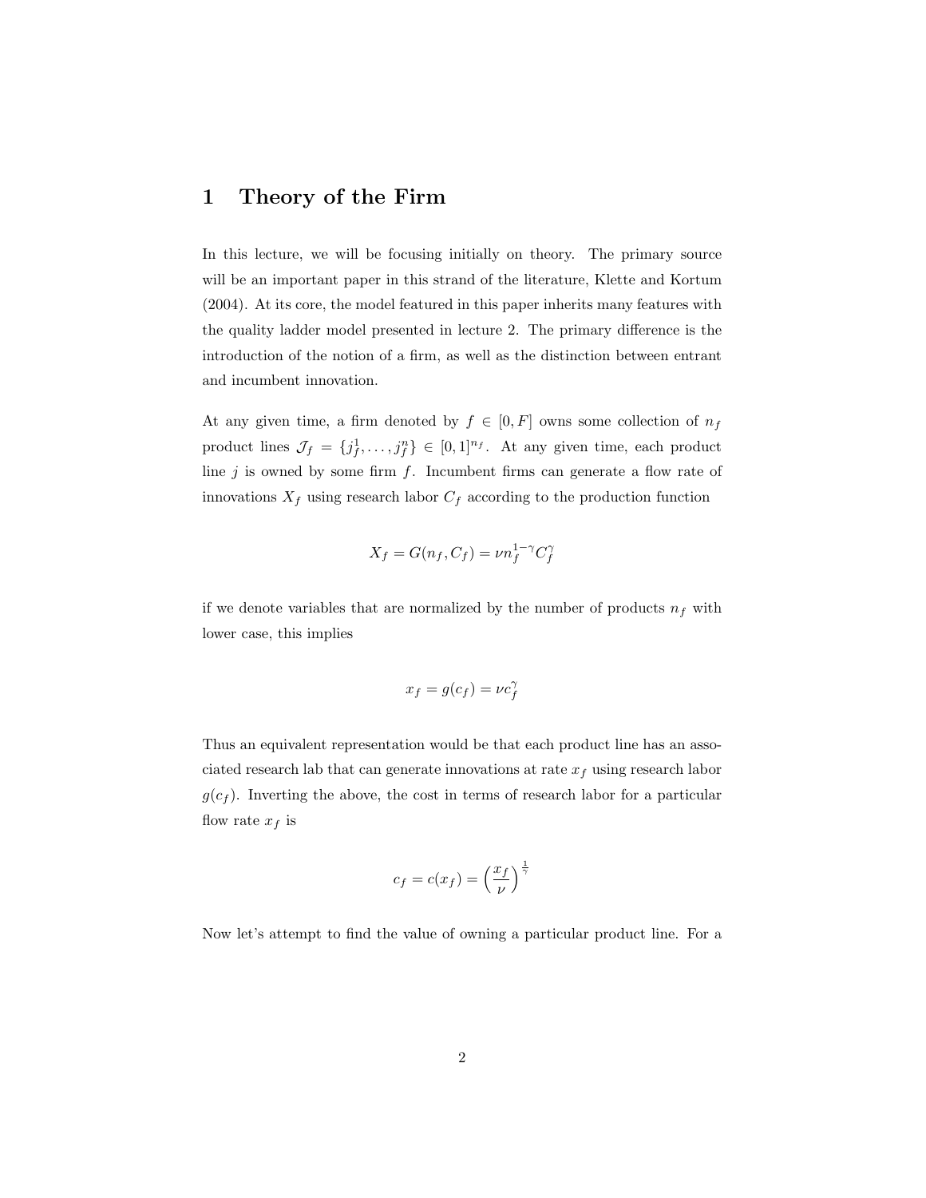# 1 Theory of the Firm

In this lecture, we will be focusing initially on theory. The primary source will be an important paper in this strand of the literature, Klette and Kortum (2004). At its core, the model featured in this paper inherits many features with the quality ladder model presented in lecture 2. The primary difference is the introduction of the notion of a firm, as well as the distinction between entrant and incumbent innovation.

At any given time, a firm denoted by $f \in [0, F]$ owns some collection of $n_f$ product lines $\mathcal{J}_f = \{j_f^1, \ldots, j_f^n\} \in [0,1]^{n_f}$. At any given time, each product line $j$ is owned by some firm $f$. Incumbent firms can generate a flow rate of innovations $X_f$ using research labor $C_f$ according to the production function

$$X_f = G(n_f, C_f) = \nu n_f^{1-\gamma} C_f^{\gamma}$$

if we denote variables that are normalized by the number of products $n_f$ with lower case, this implies

$$x_f = g(c_f) = \nu c_f^{\gamma}$$

Thus an equivalent representation would be that each product line has an associated research lab that can generate innovations at rate $x_f$ using research labor $g(c_f)$. Inverting the above, the cost in terms of research labor for a particular flow rate $x_f$ is

$$c_f = c(x_f) = \left(\frac{x_f}{\nu}\right)^{\frac{1}{\gamma}}$$

Now let's attempt to find the value of owning a particular product line. For a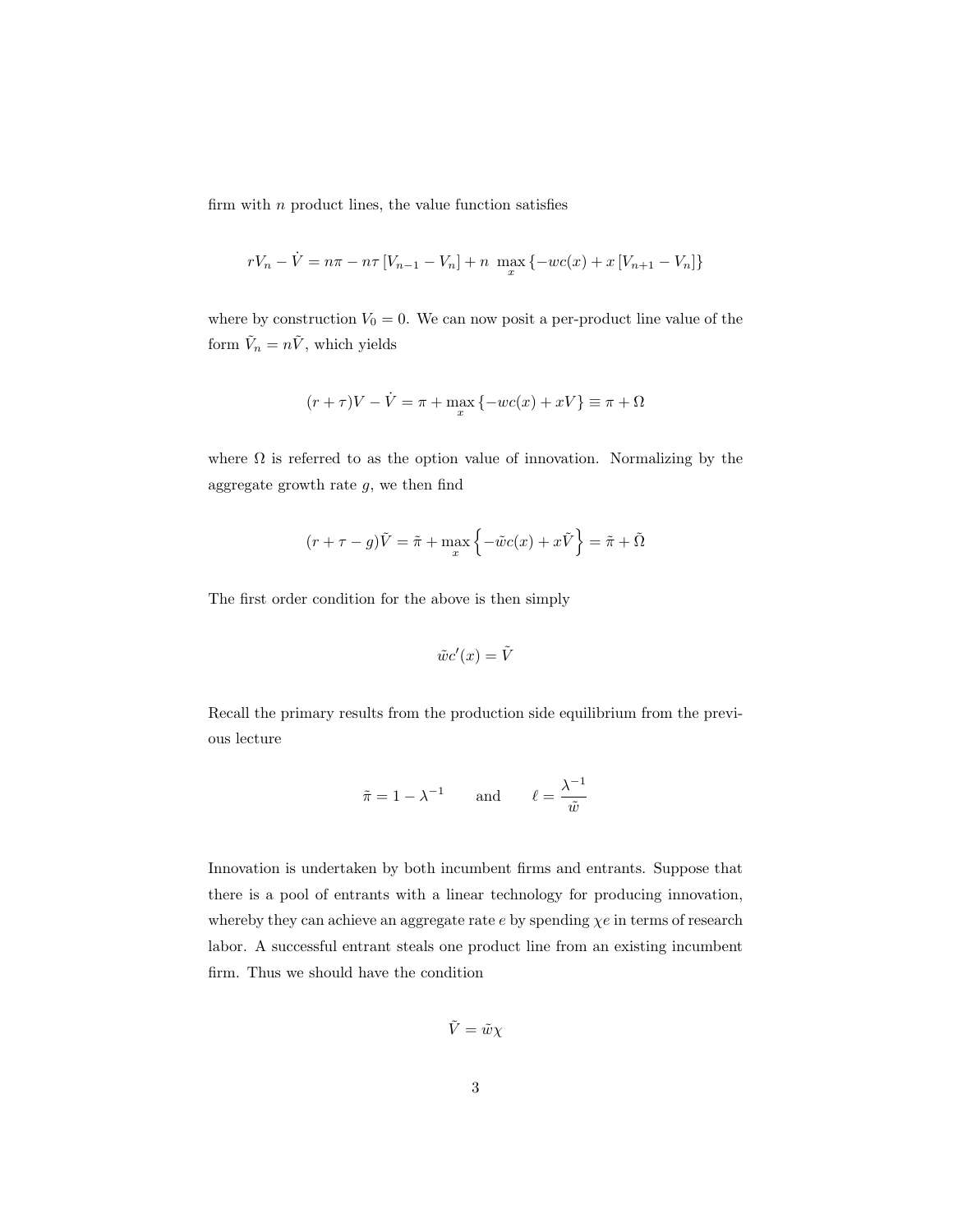firm with $n$ product lines, the value function satisfies

$$rV_n - \dot{V} = n\pi - n\tau \left[V_{n-1} - V_n\right] + n \max_x \left\{-wc(x) + x\left[V_{n+1} - V_n\right]\right\}$$

where by construction $V_0 = 0$. We can now posit a per-product line value of the form $\tilde{V}_n = n\tilde{V}$, which yields

$$(r+\tau)V - \dot{V} = \pi + \max_x \left\{-wc(x) + xV\right\} \equiv \pi + \Omega$$

where $\Omega$ is referred to as the option value of innovation. Normalizing by the aggregate growth rate $g$, we then find

$$(r+\tau-g)\tilde{V} = \tilde{\pi} + \max_x \left\{-\tilde{w}c(x) + x\tilde{V}\right\} = \tilde{\pi} + \tilde{\Omega}$$

The first order condition for the above is then simply

$$\tilde{w}c'(x) = \tilde{V}$$

Recall the primary results from the production side equilibrium from the previous lecture

$$\tilde{\pi} = 1 - \lambda^{-1} \qquad \text{and} \qquad \ell = \frac{\lambda^{-1}}{\tilde{w}}$$

Innovation is undertaken by both incumbent firms and entrants. Suppose that there is a pool of entrants with a linear technology for producing innovation, whereby they can achieve an aggregate rate $e$ by spending $\chi e$ in terms of research labor. A successful entrant steals one product line from an existing incumbent firm. Thus we should have the condition

$$\tilde{V} = \tilde{w}\chi$$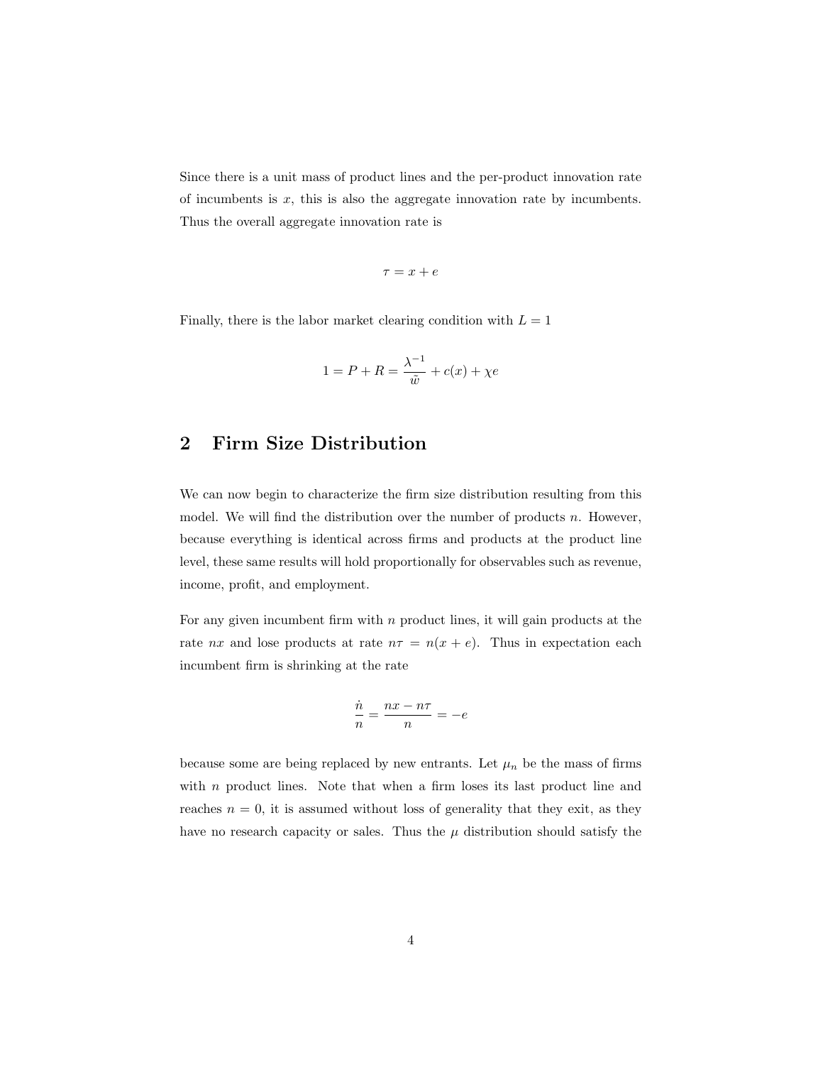Since there is a unit mass of product lines and the per-product innovation rate of incumbents is $x$, this is also the aggregate innovation rate by incumbents. Thus the overall aggregate innovation rate is

$$\tau = x + e$$

Finally, there is the labor market clearing condition with $L = 1$

$$1 = P + R = \frac{\lambda^{-1}}{\tilde{w}} + c(x) + \chi e$$

## 2 Firm Size Distribution

We can now begin to characterize the firm size distribution resulting from this model. We will find the distribution over the number of products $n$. However, because everything is identical across firms and products at the product line level, these same results will hold proportionally for observables such as revenue, income, profit, and employment.

For any given incumbent firm with $n$ product lines, it will gain products at the rate $nx$ and lose products at rate $n\tau = n(x + e)$. Thus in expectation each incumbent firm is shrinking at the rate

$$\frac{\dot{n}}{n} = \frac{nx - n\tau}{n} = -e$$

because some are being replaced by new entrants. Let $\mu_n$ be the mass of firms with $n$ product lines. Note that when a firm loses its last product line and reaches $n = 0$, it is assumed without loss of generality that they exit, as they have no research capacity or sales. Thus the $\mu$ distribution should satisfy the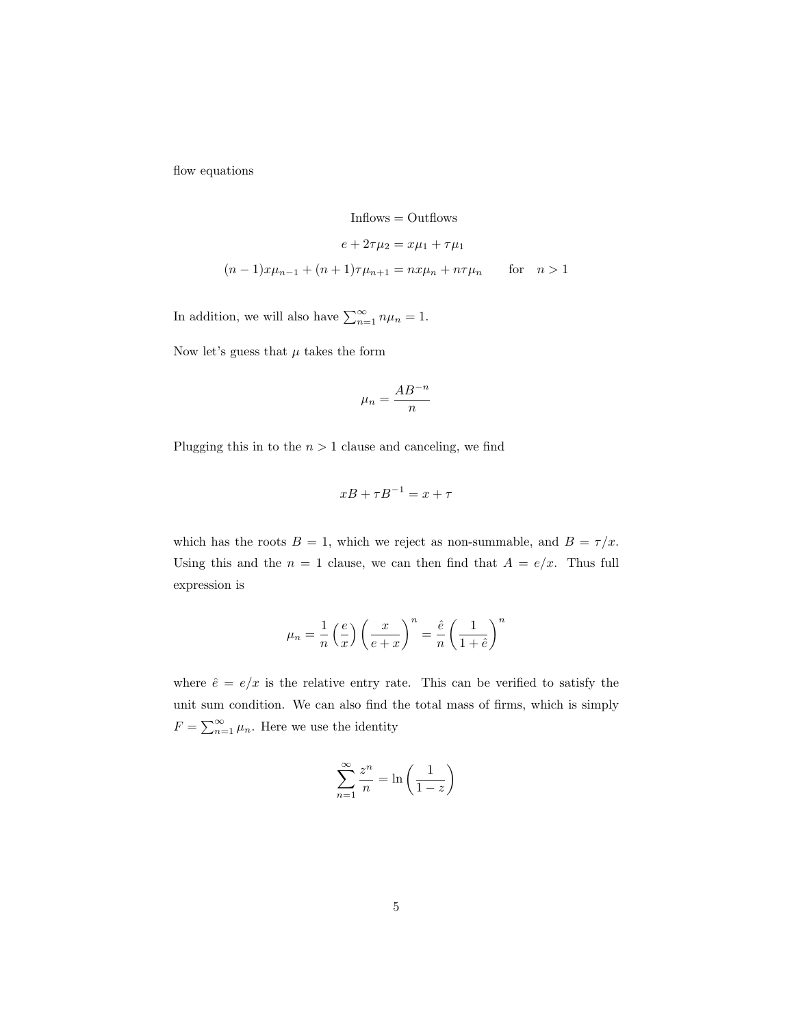flow equations

$$\text{Inflows} = \text{Outflows}$$

$$e + 2\tau\mu_2 = x\mu_1 + \tau\mu_1$$

$$(n-1)x\mu_{n-1} + (n+1)\tau\mu_{n+1} = nx\mu_n + n\tau\mu_n \qquad \text{for} \quad n > 1$$

In addition, we will also have $\sum_{n=1}^{\infty} n\mu_n = 1$.

Now let's guess that $\mu$ takes the form

$$\mu_n = \frac{AB^{-n}}{n}$$

Plugging this in to the $n > 1$ clause and canceling, we find

$$xB + \tau B^{-1} = x + \tau$$

which has the roots $B = 1$, which we reject as non-summable, and $B = \tau/x$. Using this and the $n = 1$ clause, we can then find that $A = e/x$. Thus full expression is

$$\mu_n = \frac{1}{n}\left(\frac{e}{x}\right)\left(\frac{x}{e+x}\right)^n = \frac{\hat{e}}{n}\left(\frac{1}{1+\hat{e}}\right)^n$$

where $\hat{e} = e/x$ is the relative entry rate. This can be verified to satisfy the unit sum condition. We can also find the total mass of firms, which is simply $F = \sum_{n=1}^{\infty} \mu_n$. Here we use the identity

$$\sum_{n=1}^{\infty} \frac{z^n}{n} = \ln\left(\frac{1}{1-z}\right)$$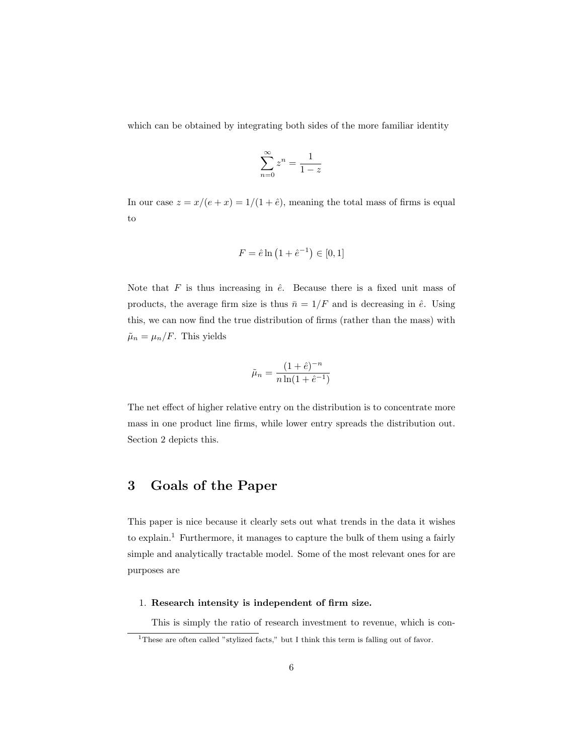which can be obtained by integrating both sides of the more familiar identity

$$\sum_{n=0}^{\infty} z^n = \frac{1}{1-z}$$

In our case $z = x/(e+x) = 1/(1+\hat{e})$, meaning the total mass of firms is equal to

$$F = \hat{e}\ln\left(1+\hat{e}^{-1}\right) \in [0,1]$$

Note that $F$ is thus increasing in $\hat{e}$. Because there is a fixed unit mass of products, the average firm size is thus $\bar{n} = 1/F$ and is decreasing in $\hat{e}$. Using this, we can now find the true distribution of firms (rather than the mass) with $\tilde{\mu}_n = \mu_n/F$. This yields

$$\tilde{\mu}_n = \frac{(1+\hat{e})^{-n}}{n\ln(1+\hat{e}^{-1})}$$

The net effect of higher relative entry on the distribution is to concentrate more mass in one product line firms, while lower entry spreads the distribution out. Section 2 depicts this.

# 3 Goals of the Paper

This paper is nice because it clearly sets out what trends in the data it wishes to explain.[1] Furthermore, it manages to capture the bulk of them using a fairly simple and analytically tractable model. Some of the most relevant ones for are purposes are

1. **Research intensity is independent of firm size.**

   This is simply the ratio of research investment to revenue, which is con-

[1] These are often called "stylized facts," but I think this term is falling out of favor.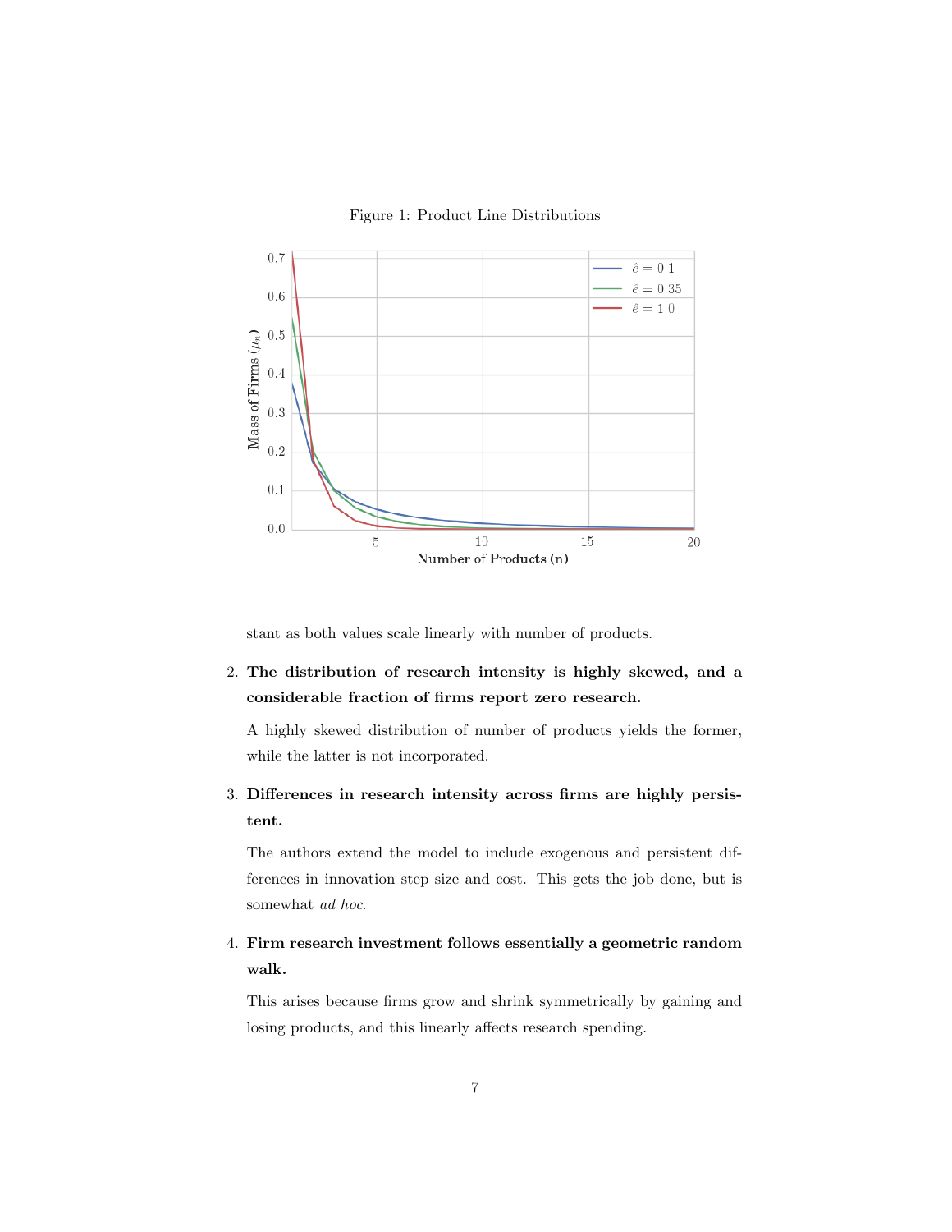Figure 1: Product Line Distributions

stant as both values scale linearly with number of products.

2. **The distribution of research intensity is highly skewed, and a considerable fraction of firms report zero research.**

   A highly skewed distribution of number of products yields the former, while the latter is not incorporated.

3. **Differences in research intensity across firms are highly persistent.**

   The authors extend the model to include exogenous and persistent differences in innovation step size and cost. This gets the job done, but is somewhat *ad hoc*.

4. **Firm research investment follows essentially a geometric random walk.**

   This arises because firms grow and shrink symmetrically by gaining and losing products, and this linearly affects research spending.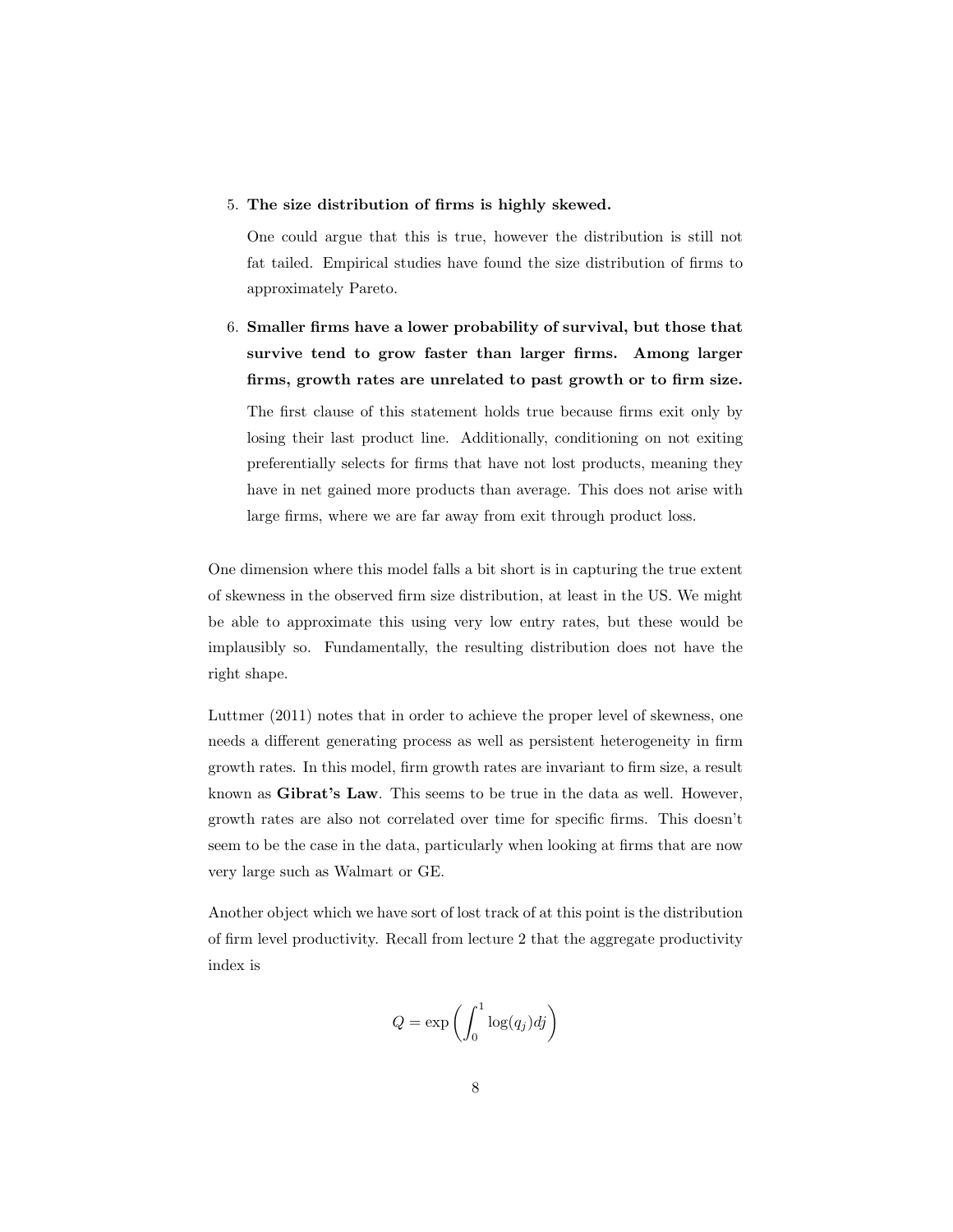5. **The size distribution of firms is highly skewed.**

   One could argue that this is true, however the distribution is still not fat tailed. Empirical studies have found the size distribution of firms to approximately Pareto.

6. **Smaller firms have a lower probability of survival, but those that survive tend to grow faster than larger firms. Among larger firms, growth rates are unrelated to past growth or to firm size.**

   The first clause of this statement holds true because firms exit only by losing their last product line. Additionally, conditioning on not exiting preferentially selects for firms that have not lost products, meaning they have in net gained more products than average. This does not arise with large firms, where we are far away from exit through product loss.

One dimension where this model falls a bit short is in capturing the true extent of skewness in the observed firm size distribution, at least in the US. We might be able to approximate this using very low entry rates, but these would be implausibly so. Fundamentally, the resulting distribution does not have the right shape.

Luttmer (2011) notes that in order to achieve the proper level of skewness, one needs a different generating process as well as persistent heterogeneity in firm growth rates. In this model, firm growth rates are invariant to firm size, a result known as **Gibrat's Law**. This seems to be true in the data as well. However, growth rates are also not correlated over time for specific firms. This doesn't seem to be the case in the data, particularly when looking at firms that are now very large such as Walmart or GE.

Another object which we have sort of lost track of at this point is the distribution of firm level productivity. Recall from lecture 2 that the aggregate productivity index is

$$Q = \exp\left(\int_0^1 \log(q_j)dj\right)$$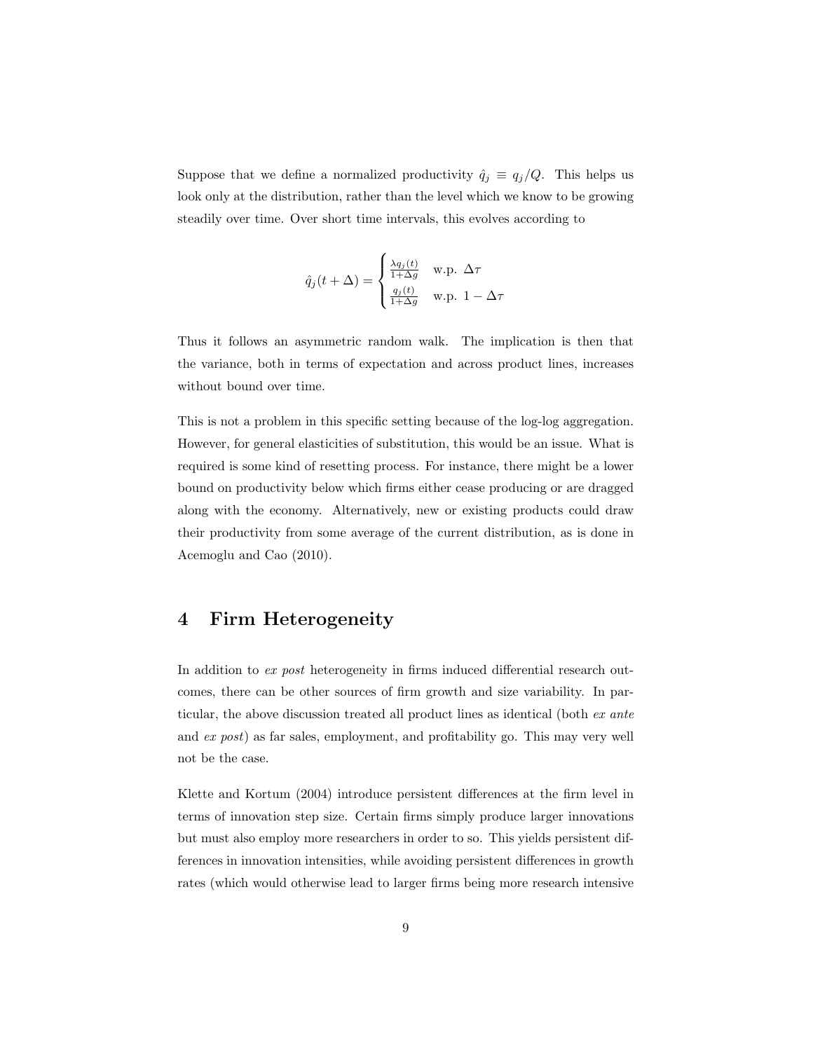Suppose that we define a normalized productivity $\hat{q}_j \equiv q_j/Q$. This helps us look only at the distribution, rather than the level which we know to be growing steadily over time. Over short time intervals, this evolves according to

$$\hat{q}_j(t+\Delta) = \begin{cases} \frac{\lambda q_j(t)}{1+\Delta g} & \text{w.p. } \Delta\tau \\ \frac{q_j(t)}{1+\Delta g} & \text{w.p. } 1-\Delta\tau \end{cases}$$

Thus it follows an asymmetric random walk. The implication is then that the variance, both in terms of expectation and across product lines, increases without bound over time.

This is not a problem in this specific setting because of the log-log aggregation. However, for general elasticities of substitution, this would be an issue. What is required is some kind of resetting process. For instance, there might be a lower bound on productivity below which firms either cease producing or are dragged along with the economy. Alternatively, new or existing products could draw their productivity from some average of the current distribution, as is done in Acemoglu and Cao (2010).

# 4 Firm Heterogeneity

In addition to *ex post* heterogeneity in firms induced differential research outcomes, there can be other sources of firm growth and size variability. In particular, the above discussion treated all product lines as identical (both *ex ante* and *ex post*) as far sales, employment, and profitability go. This may very well not be the case.

Klette and Kortum (2004) introduce persistent differences at the firm level in terms of innovation step size. Certain firms simply produce larger innovations but must also employ more researchers in order to so. This yields persistent differences in innovation intensities, while avoiding persistent differences in growth rates (which would otherwise lead to larger firms being more research intensive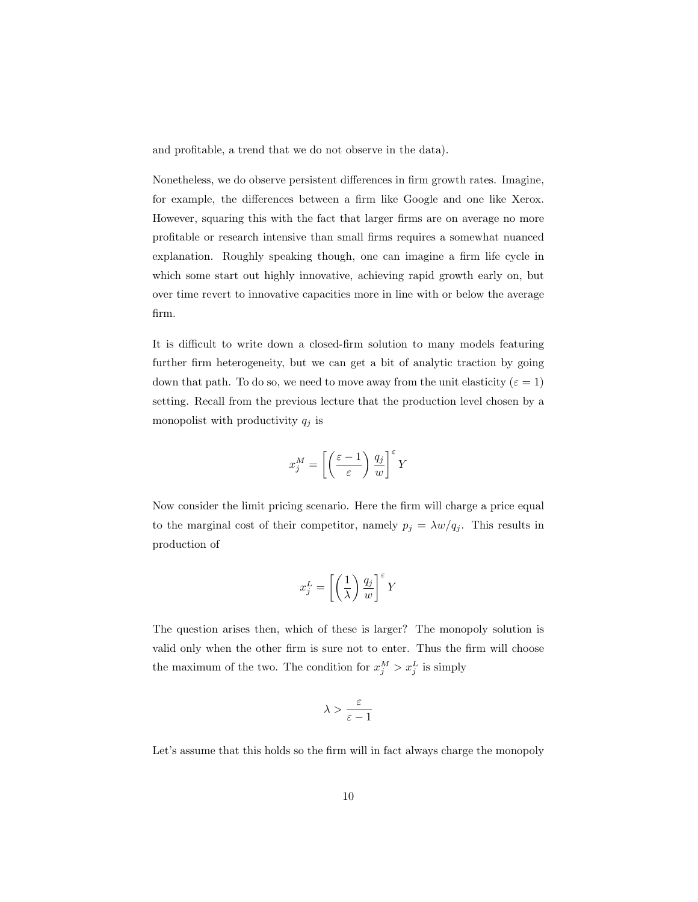and profitable, a trend that we do not observe in the data).

Nonetheless, we do observe persistent differences in firm growth rates. Imagine, for example, the differences between a firm like Google and one like Xerox. However, squaring this with the fact that larger firms are on average no more profitable or research intensive than small firms requires a somewhat nuanced explanation. Roughly speaking though, one can imagine a firm life cycle in which some start out highly innovative, achieving rapid growth early on, but over time revert to innovative capacities more in line with or below the average firm.

It is difficult to write down a closed-firm solution to many models featuring further firm heterogeneity, but we can get a bit of analytic traction by going down that path. To do so, we need to move away from the unit elasticity ($\varepsilon = 1$) setting. Recall from the previous lecture that the production level chosen by a monopolist with productivity $q_j$ is

$$x_j^M = \left[ \left( \frac{\varepsilon - 1}{\varepsilon} \right) \frac{q_j}{w} \right]^{\varepsilon} Y$$

Now consider the limit pricing scenario. Here the firm will charge a price equal to the marginal cost of their competitor, namely $p_j = \lambda w / q_j$. This results in production of

$$x_j^L = \left[ \left( \frac{1}{\lambda} \right) \frac{q_j}{w} \right]^{\varepsilon} Y$$

The question arises then, which of these is larger? The monopoly solution is valid only when the other firm is sure not to enter. Thus the firm will choose the maximum of the two. The condition for $x_j^M > x_j^L$ is simply

$$\lambda > \frac{\varepsilon}{\varepsilon - 1}$$

Let's assume that this holds so the firm will in fact always charge the monopoly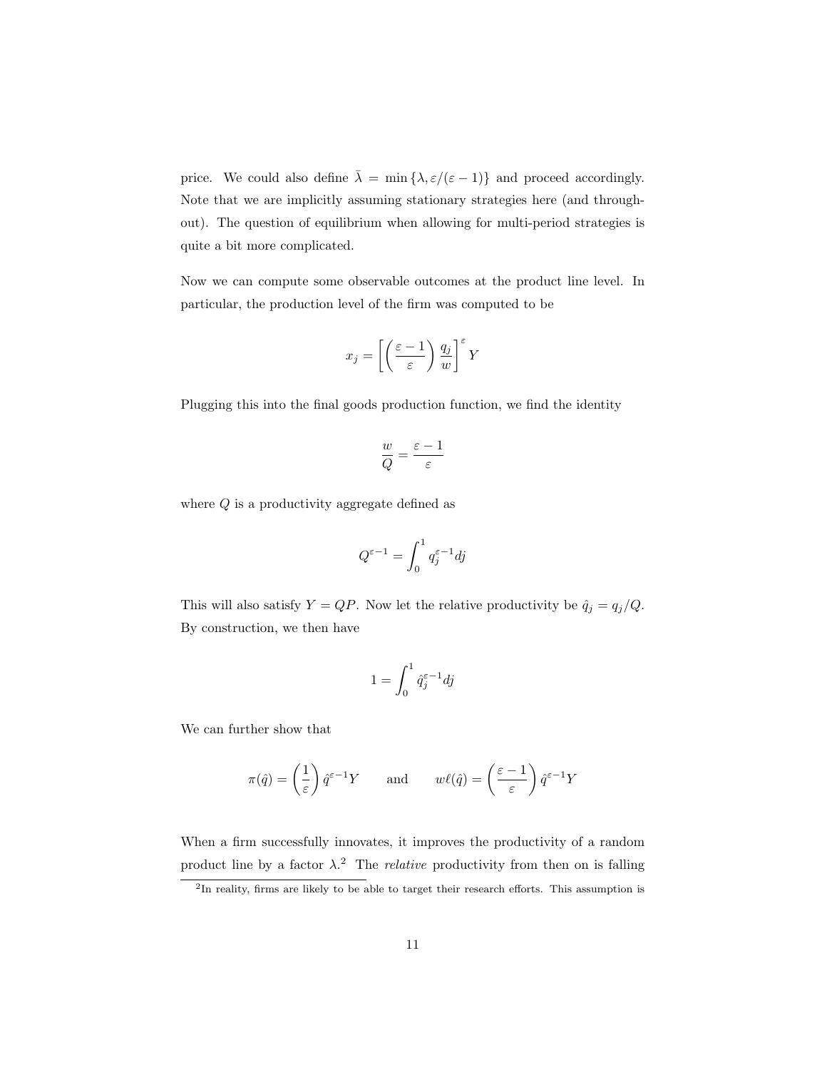price. We could also define $\bar{\lambda} = \min\{\lambda, \varepsilon/(\varepsilon-1)\}$ and proceed accordingly. Note that we are implicitly assuming stationary strategies here (and throughout). The question of equilibrium when allowing for multi-period strategies is quite a bit more complicated.

Now we can compute some observable outcomes at the product line level. In particular, the production level of the firm was computed to be

$$x_j = \left[\left(\frac{\varepsilon-1}{\varepsilon}\right)\frac{q_j}{w}\right]^{\varepsilon} Y$$

Plugging this into the final goods production function, we find the identity

$$\frac{w}{Q} = \frac{\varepsilon-1}{\varepsilon}$$

where $Q$ is a productivity aggregate defined as

$$Q^{\varepsilon-1} = \int_0^1 q_j^{\varepsilon-1} dj$$

This will also satisfy $Y = QP$. Now let the relative productivity be $\hat{q}_j = q_j/Q$. By construction, we then have

$$1 = \int_0^1 \hat{q}_j^{\varepsilon-1} dj$$

We can further show that

$$\pi(\hat{q}) = \left(\frac{1}{\varepsilon}\right)\hat{q}^{\varepsilon-1}Y \qquad \text{and} \qquad w\ell(\hat{q}) = \left(\frac{\varepsilon-1}{\varepsilon}\right)\hat{q}^{\varepsilon-1}Y$$

When a firm successfully innovates, it improves the productivity of a random product line by a factor $\lambda$.[2] The *relative* productivity from then on is falling

[2] In reality, firms are likely to be able to target their research efforts. This assumption is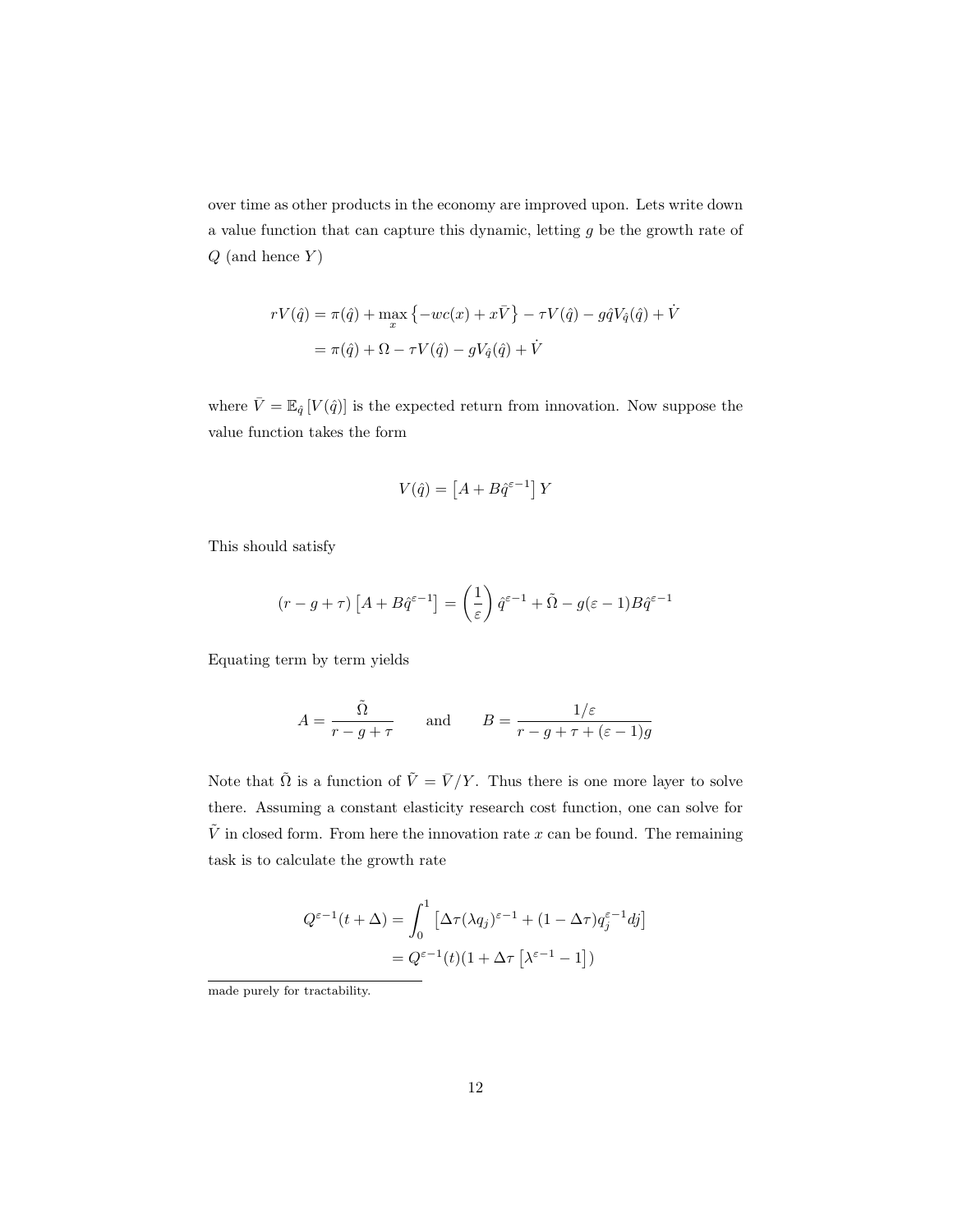over time as other products in the economy are improved upon. Lets write down a value function that can capture this dynamic, letting $g$ be the growth rate of $Q$ (and hence $Y$)

$$
\begin{aligned}
rV(\hat{q}) &= \pi(\hat{q}) + \max_{x} \left\{ -wc(x) + x\bar{V} \right\} - \tau V(\hat{q}) - g\hat{q}V_{\hat{q}}(\hat{q}) + \dot{V} \\
&= \pi(\hat{q}) + \Omega - \tau V(\hat{q}) - gV_{\hat{q}}(\hat{q}) + \dot{V}
\end{aligned}
$$

where $\bar{V} = \mathbb{E}_{\hat{q}}\left[V(\hat{q})\right]$ is the expected return from innovation. Now suppose the value function takes the form

$$
V(\hat{q}) = \left[A + B\hat{q}^{\varepsilon-1}\right] Y
$$

This should satisfy

$$
(r - g + \tau)\left[A + B\hat{q}^{\varepsilon-1}\right] = \left(\frac{1}{\varepsilon}\right)\hat{q}^{\varepsilon-1} + \tilde{\Omega} - g(\varepsilon - 1)B\hat{q}^{\varepsilon-1}
$$

Equating term by term yields

$$
A = \frac{\tilde{\Omega}}{r - g + \tau} \qquad \text{and} \qquad B = \frac{1/\varepsilon}{r - g + \tau + (\varepsilon - 1)g}
$$

Note that $\tilde{\Omega}$ is a function of $\tilde{V} = \bar{V}/Y$. Thus there is one more layer to solve there. Assuming a constant elasticity research cost function, one can solve for $\tilde{V}$ in closed form. From here the innovation rate $x$ can be found. The remaining task is to calculate the growth rate

$$
\begin{aligned}
Q^{\varepsilon-1}(t+\Delta) &= \int_0^1 \left[\Delta\tau(\lambda q_j)^{\varepsilon-1} + (1 - \Delta\tau)q_j^{\varepsilon-1} dj\right] \\
&= Q^{\varepsilon-1}(t)(1 + \Delta\tau\left[\lambda^{\varepsilon-1} - 1\right])
\end{aligned}
$$

made purely for tractability.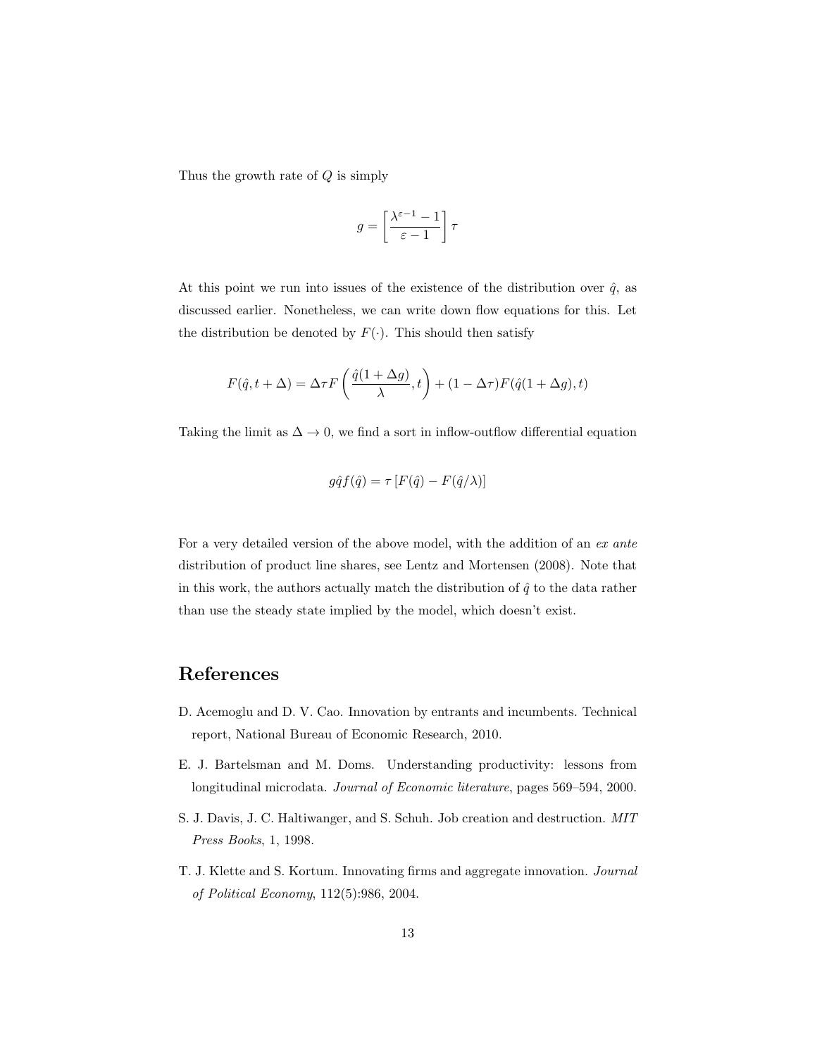Thus the growth rate of $Q$ is simply

$$g = \left[ \frac{\lambda^{\varepsilon-1} - 1}{\varepsilon - 1} \right] \tau$$

At this point we run into issues of the existence of the distribution over $\hat{q}$, as discussed earlier. Nonetheless, we can write down flow equations for this. Let the distribution be denoted by $F(\cdot)$. This should then satisfy

$$F(\hat{q}, t + \Delta) = \Delta \tau F \left( \frac{\hat{q}(1 + \Delta g)}{\lambda}, t \right) + (1 - \Delta \tau) F(\hat{q}(1 + \Delta g), t)$$

Taking the limit as $\Delta \to 0$, we find a sort in inflow-outflow differential equation

$$g \hat{q} f(\hat{q}) = \tau \left[ F(\hat{q}) - F(\hat{q}/\lambda) \right]$$

For a very detailed version of the above model, with the addition of an *ex ante* distribution of product line shares, see Lentz and Mortensen (2008). Note that in this work, the authors actually match the distribution of $\hat{q}$ to the data rather than use the steady state implied by the model, which doesn't exist.

# References

D. Acemoglu and D. V. Cao. Innovation by entrants and incumbents. Technical report, National Bureau of Economic Research, 2010.

E. J. Bartelsman and M. Doms. Understanding productivity: lessons from longitudinal microdata. *Journal of Economic literature*, pages 569–594, 2000.

S. J. Davis, J. C. Haltiwanger, and S. Schuh. Job creation and destruction. *MIT Press Books*, 1, 1998.

T. J. Klette and S. Kortum. Innovating firms and aggregate innovation. *Journal of Political Economy*, 112(5):986, 2004.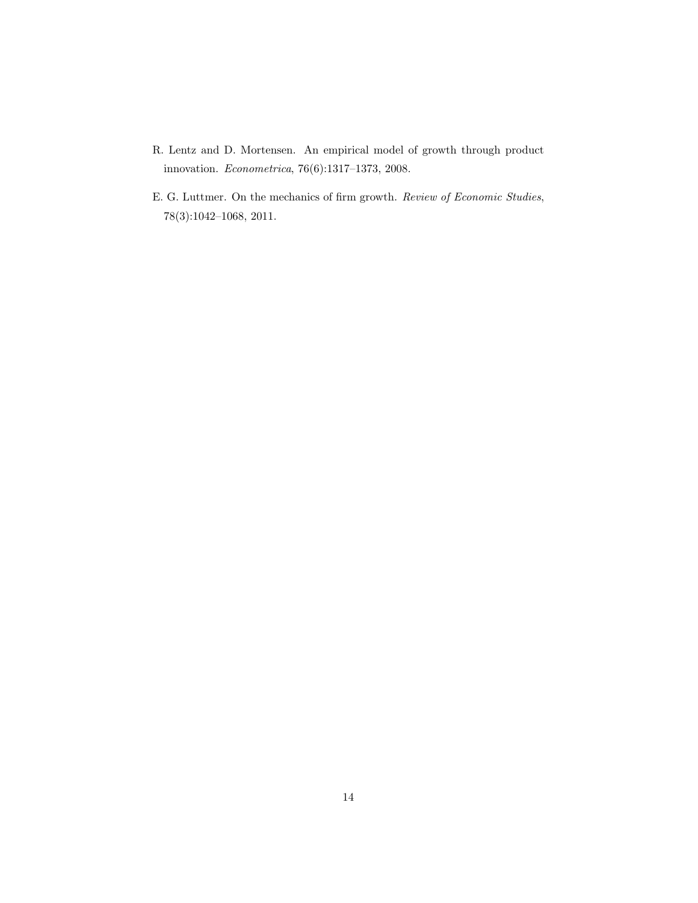R. Lentz and D. Mortensen. An empirical model of growth through product innovation. *Econometrica*, 76(6):1317–1373, 2008.

E. G. Luttmer. On the mechanics of firm growth. *Review of Economic Studies*, 78(3):1042–1068, 2011.